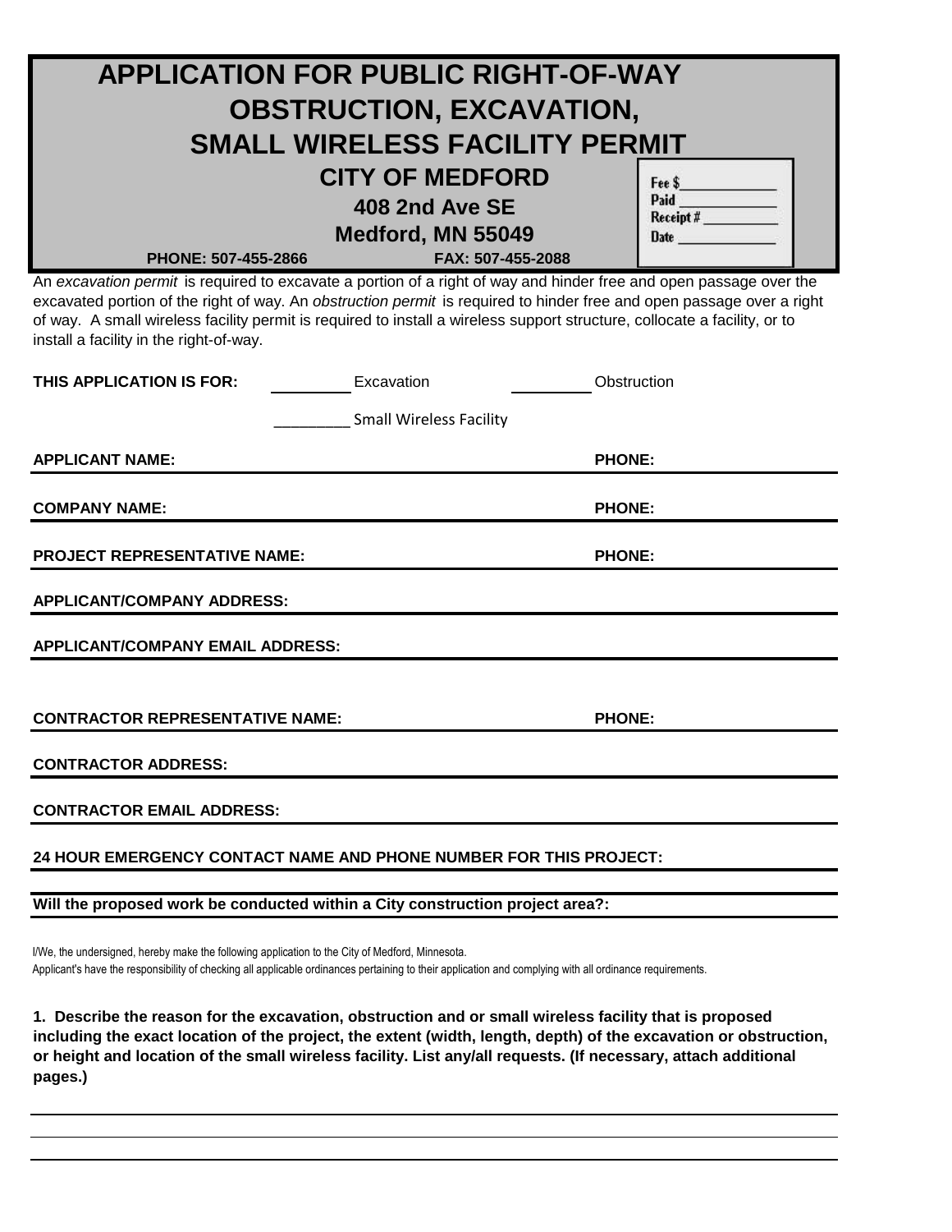# APPLICATION FOR PUBLIC RIGHT-OF-WAY OBSTRUCTION, EXCAVATION, SMALL WIRELESS FACILITY PERMIT

## CITY OF MEDFORD

**408 2nd Ave SE**
**Medford, MN 55049**

**PHONE: 507-455-2866** **FAX: 507-455-2088**

Fee $____________
Paid ____________
Receipt # __________
Date ____________

An *excavation permit* is required to excavate a portion of a right of way and hinder free and open passage over the excavated portion of the right of way. An *obstruction permit* is required to hinder free and open passage over a right of way. A small wireless facility permit is required to install a wireless support structure, collocate a facility, or to install a facility in the right-of-way.

**THIS APPLICATION IS FOR:** _________ Excavation _________ Obstruction

_________ Small Wireless Facility

**APPLICANT NAME:** ______________________________ **PHONE:** ____________

**COMPANY NAME:** ______________________________ **PHONE:** ____________

**PROJECT REPRESENTATIVE NAME:** ______________________________ **PHONE:** ____________

**APPLICANT/COMPANY ADDRESS:** ______________________________

**APPLICANT/COMPANY EMAIL ADDRESS:** ______________________________

**CONTRACTOR REPRESENTATIVE NAME:** ______________________________ **PHONE:** ____________

**CONTRACTOR ADDRESS:** ______________________________

**CONTRACTOR EMAIL ADDRESS:** ______________________________

**24 HOUR EMERGENCY CONTACT NAME AND PHONE NUMBER FOR THIS PROJECT:** ______________________________

**Will the proposed work be conducted within a City construction project area?:** ______________________________

I/We, the undersigned, hereby make the following application to the City of Medford, Minnesota.
Applicant's have the responsibility of checking all applicable ordinances pertaining to their application and complying with all ordinance requirements.

**1. Describe the reason for the excavation, obstruction and or small wireless facility that is proposed including the exact location of the project, the extent (width, length, depth) of the excavation or obstruction, or height and location of the small wireless facility. List any/all requests. (If necessary, attach additional pages.)**

______________________________________________________________________________

______________________________________________________________________________

______________________________________________________________________________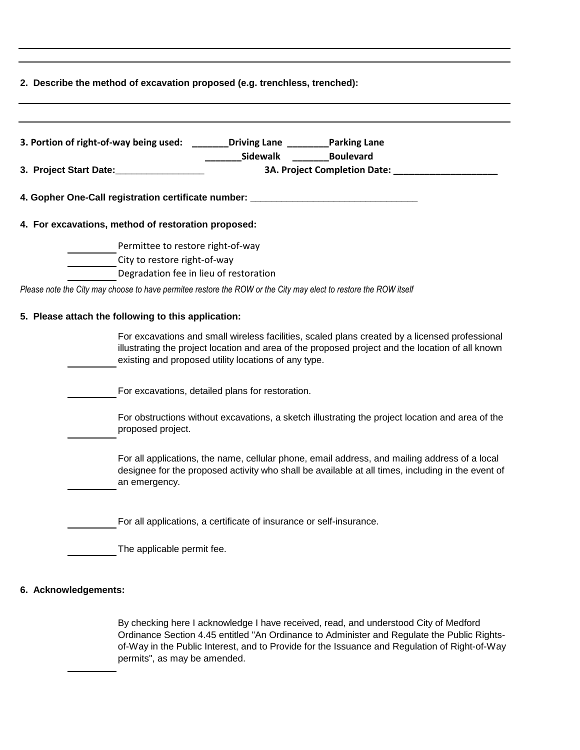---

---

**2. Describe the method of excavation proposed (e.g. trenchless, trenched):**

---

---

**3. Portion of right-of-way being used:** _______**Driving Lane** ________**Parking Lane**
_______**Sidewalk** _______**Boulevard**

**3. Project Start Date:**_________________ **3A. Project Completion Date:** ____________________

**4. Gopher One-Call registration certificate number:** ________________________________

**4. For excavations, method of restoration proposed:**

_________ Permittee to restore right-of-way
_________ City to restore right-of-way
_________ Degradation fee in lieu of restoration

*Please note the City may choose to have permitee restore the ROW or the City may elect to restore the ROW itself*

**5. Please attach the following to this application:**

_________ For excavations and small wireless facilities, scaled plans created by a licensed professional illustrating the project location and area of the proposed project and the location of all known existing and proposed utility locations of any type.

_________ For excavations, detailed plans for restoration.

_________ For obstructions without excavations, a sketch illustrating the project location and area of the proposed project.

_________ For all applications, the name, cellular phone, email address, and mailing address of a local designee for the proposed activity who shall be available at all times, including in the event of an emergency.

_________ For all applications, a certificate of insurance or self-insurance.

_________ The applicable permit fee.

**6. Acknowledgements:**

_________ By checking here I acknowledge I have received, read, and understood City of Medford Ordinance Section 4.45 entitled "An Ordinance to Administer and Regulate the Public Rights-of-Way in the Public Interest, and to Provide for the Issuance and Regulation of Right-of-Way permits", as may be amended.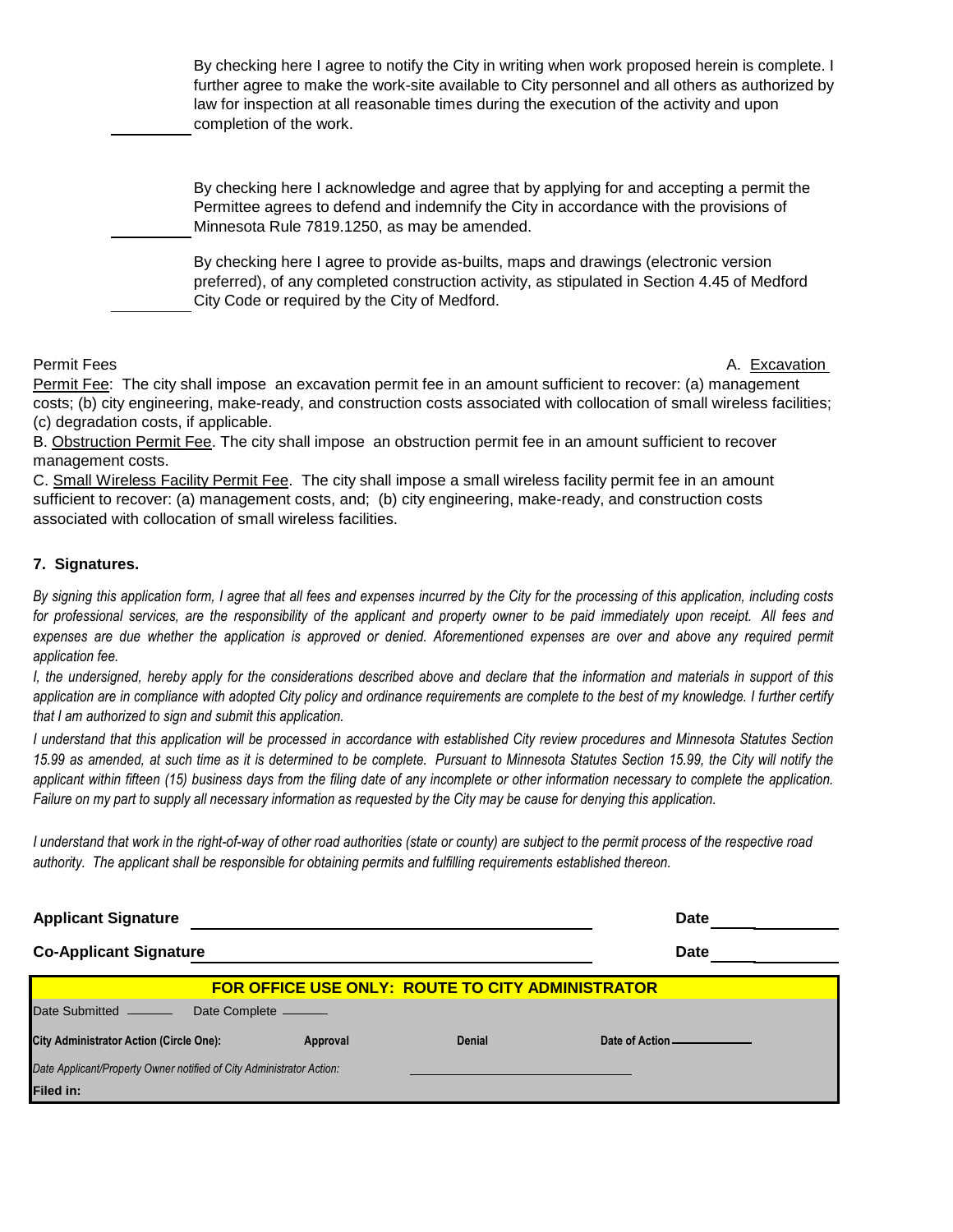_________ By checking here I agree to notify the City in writing when work proposed herein is complete. I further agree to make the work-site available to City personnel and all others as authorized by law for inspection at all reasonable times during the execution of the activity and upon completion of the work.

_________ By checking here I acknowledge and agree that by applying for and accepting a permit the Permittee agrees to defend and indemnify the City in accordance with the provisions of Minnesota Rule 7819.1250, as may be amended.

_________ By checking here I agree to provide as-builts, maps and drawings (electronic version preferred), of any completed construction activity, as stipulated in Section 4.45 of Medford City Code or required by the City of Medford.

Permit Fees

A. Excavation Permit Fee: The city shall impose an excavation permit fee in an amount sufficient to recover: (a) management costs; (b) city engineering, make-ready, and construction costs associated with collocation of small wireless facilities; (c) degradation costs, if applicable.

B. Obstruction Permit Fee. The city shall impose an obstruction permit fee in an amount sufficient to recover management costs.

C. Small Wireless Facility Permit Fee. The city shall impose a small wireless facility permit fee in an amount sufficient to recover: (a) management costs, and; (b) city engineering, make-ready, and construction costs associated with collocation of small wireless facilities.

**7. Signatures.**

*By signing this application form, I agree that all fees and expenses incurred by the City for the processing of this application, including costs for professional services, are the responsibility of the applicant and property owner to be paid immediately upon receipt. All fees and expenses are due whether the application is approved or denied. Aforementioned expenses are over and above any required permit application fee.*

*I, the undersigned, hereby apply for the considerations described above and declare that the information and materials in support of this application are in compliance with adopted City policy and ordinance requirements are complete to the best of my knowledge. I further certify that I am authorized to sign and submit this application.*

*I understand that this application will be processed in accordance with established City review procedures and Minnesota Statutes Section 15.99 as amended, at such time as it is determined to be complete. Pursuant to Minnesota Statutes Section 15.99, the City will notify the applicant within fifteen (15) business days from the filing date of any incomplete or other information necessary to complete the application. Failure on my part to supply all necessary information as requested by the City may be cause for denying this application.*

*I understand that work in the right-of-way of other road authorities (state or county) are subject to the permit process of the respective road authority. The applicant shall be responsible for obtaining permits and fulfilling requirements established thereon.*

**Applicant Signature** ______________________________ **Date** __________

**Co-Applicant Signature** ______________________________ **Date** __________

**FOR OFFICE USE ONLY: ROUTE TO CITY ADMINISTRATOR**

| | | | |
|---|---|---|---|
| Date Submitted ______ Date Complete ______ | | | |
| **City Administrator Action (Circle One):** | **Approval** | **Denial** | **Date of Action** __________ |
| *Date Applicant/Property Owner notified of City Administrator Action:* | | ______________________ | |
| **Filed in:** | | | |